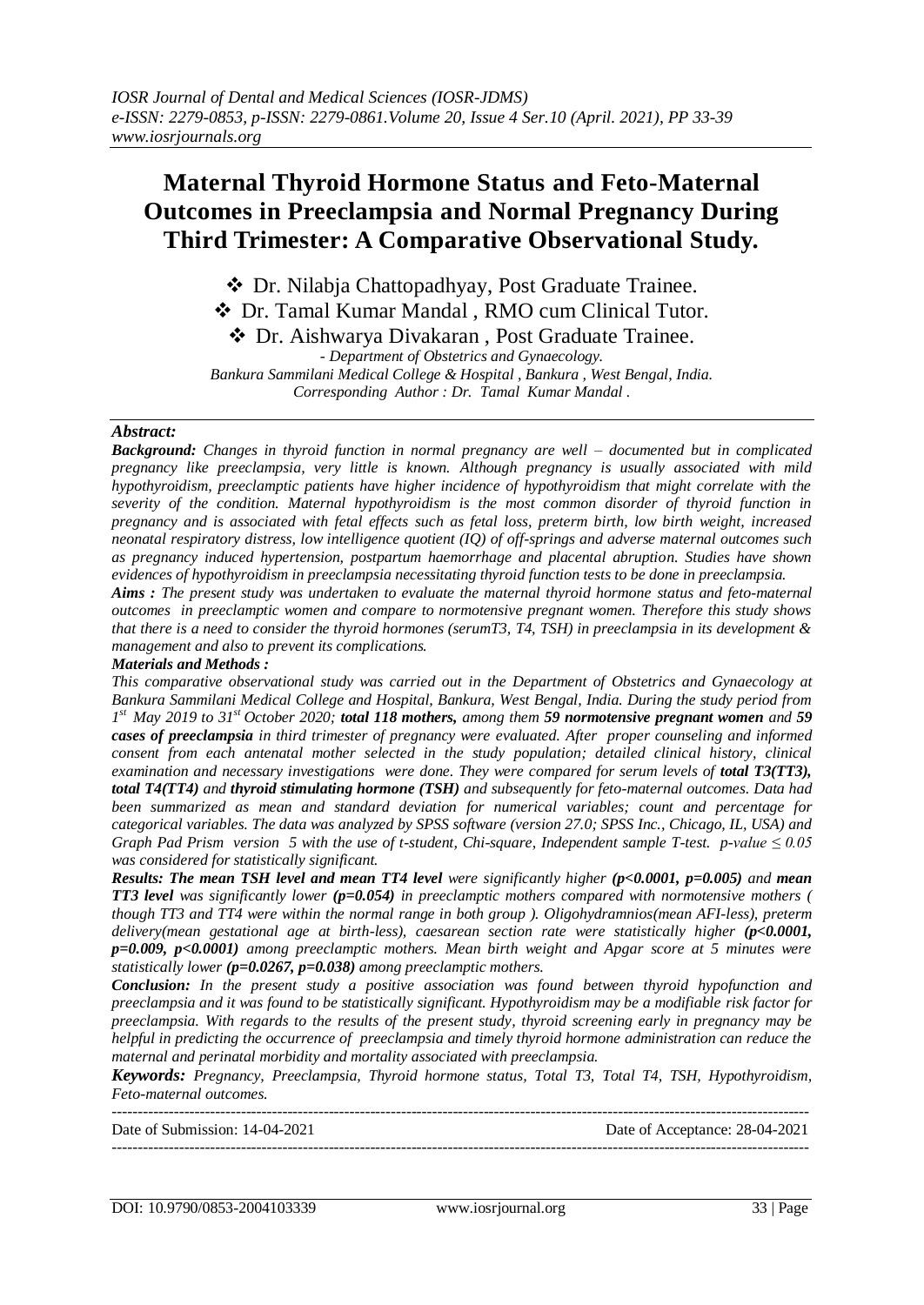# Maternal Thyroid Hormone Status and Feto-Maternal Outcomes in Preeclampsia and Normal Pregnancy During Third Trimester: A Comparative Observational Study.

❖ Dr. Nilabja Chattopadhyay, Post Graduate Trainee.

❖ Dr. Tamal Kumar Mandal , RMO cum Clinical Tutor.

❖ Dr. Aishwarya Divakaran , Post Graduate Trainee.

*- Department of Obstetrics and Gynaecology.*
*Bankura Sammilani Medical College & Hospital , Bankura , West Bengal, India.*
*Corresponding Author : Dr. Tamal Kumar Mandal .*

### *Abstract:*

***Background:*** *Changes in thyroid function in normal pregnancy are well – documented but in complicated pregnancy like preeclampsia, very little is known. Although pregnancy is usually associated with mild hypothyroidism, preeclamptic patients have higher incidence of hypothyroidism that might correlate with the severity of the condition. Maternal hypothyroidism is the most common disorder of thyroid function in pregnancy and is associated with fetal effects such as fetal loss, preterm birth, low birth weight, increased neonatal respiratory distress, low intelligence quotient (IQ) of off-springs and adverse maternal outcomes such as pregnancy induced hypertension, postpartum haemorrhage and placental abruption. Studies have shown evidences of hypothyroidism in preeclampsia necessitating thyroid function tests to be done in preeclampsia.*

***Aims :*** *The present study was undertaken to evaluate the maternal thyroid hormone status and feto-maternal outcomes in preeclamptic women and compare to normotensive pregnant women. Therefore this study shows that there is a need to consider the thyroid hormones (serumT3, T4, TSH) in preeclampsia in its development & management and also to prevent its complications.*

***Materials and Methods :***

*This comparative observational study was carried out in the Department of Obstetrics and Gynaecology at Bankura Sammilani Medical College and Hospital, Bankura, West Bengal, India. During the study period from 1st May 2019 to 31st October 2020;* ***total 118 mothers,*** *among them* ***59 normotensive pregnant women*** *and* ***59 cases of preeclampsia*** *in third trimester of pregnancy were evaluated. After proper counseling and informed consent from each antenatal mother selected in the study population; detailed clinical history, clinical examination and necessary investigations were done. They were compared for serum levels of* ***total T3(TT3), total T4(TT4)*** *and* ***thyroid stimulating hormone (TSH)*** *and subsequently for feto-maternal outcomes. Data had been summarized as mean and standard deviation for numerical variables; count and percentage for categorical variables. The data was analyzed by SPSS software (version 27.0; SPSS Inc., Chicago, IL, USA) and Graph Pad Prism version 5 with the use of t-student, Chi-square, Independent sample T-test. p-value $\leq 0.05$ was considered for statistically significant.*

***Results: The mean TSH level and mean TT4 level*** *were significantly higher* ***(p<0.0001, p=0.005)*** *and* ***mean TT3 level*** *was significantly lower* ***(p=0.054)*** *in preeclamptic mothers compared with normotensive mothers ( though TT3 and TT4 were within the normal range in both group ). Oligohydramnios(mean AFI-less), preterm delivery(mean gestational age at birth-less), caesarean section rate were statistically higher* ***(p<0.0001, p=0.009, p<0.0001)*** *among preeclamptic mothers. Mean birth weight and Apgar score at 5 minutes were statistically lower* ***(p=0.0267, p=0.038)*** *among preeclamptic mothers.*

***Conclusion:*** *In the present study a positive association was found between thyroid hypofunction and preeclampsia and it was found to be statistically significant. Hypothyroidism may be a modifiable risk factor for preeclampsia. With regards to the results of the present study, thyroid screening early in pregnancy may be helpful in predicting the occurrence of preeclampsia and timely thyroid hormone administration can reduce the maternal and perinatal morbidity and mortality associated with preeclampsia.*

***Keywords:*** *Pregnancy, Preeclampsia, Thyroid hormone status, Total T3, Total T4, TSH, Hypothyroidism, Feto-maternal outcomes.*

---

Date of Submission: 14-04-2021 Date of Acceptance: 28-04-2021

---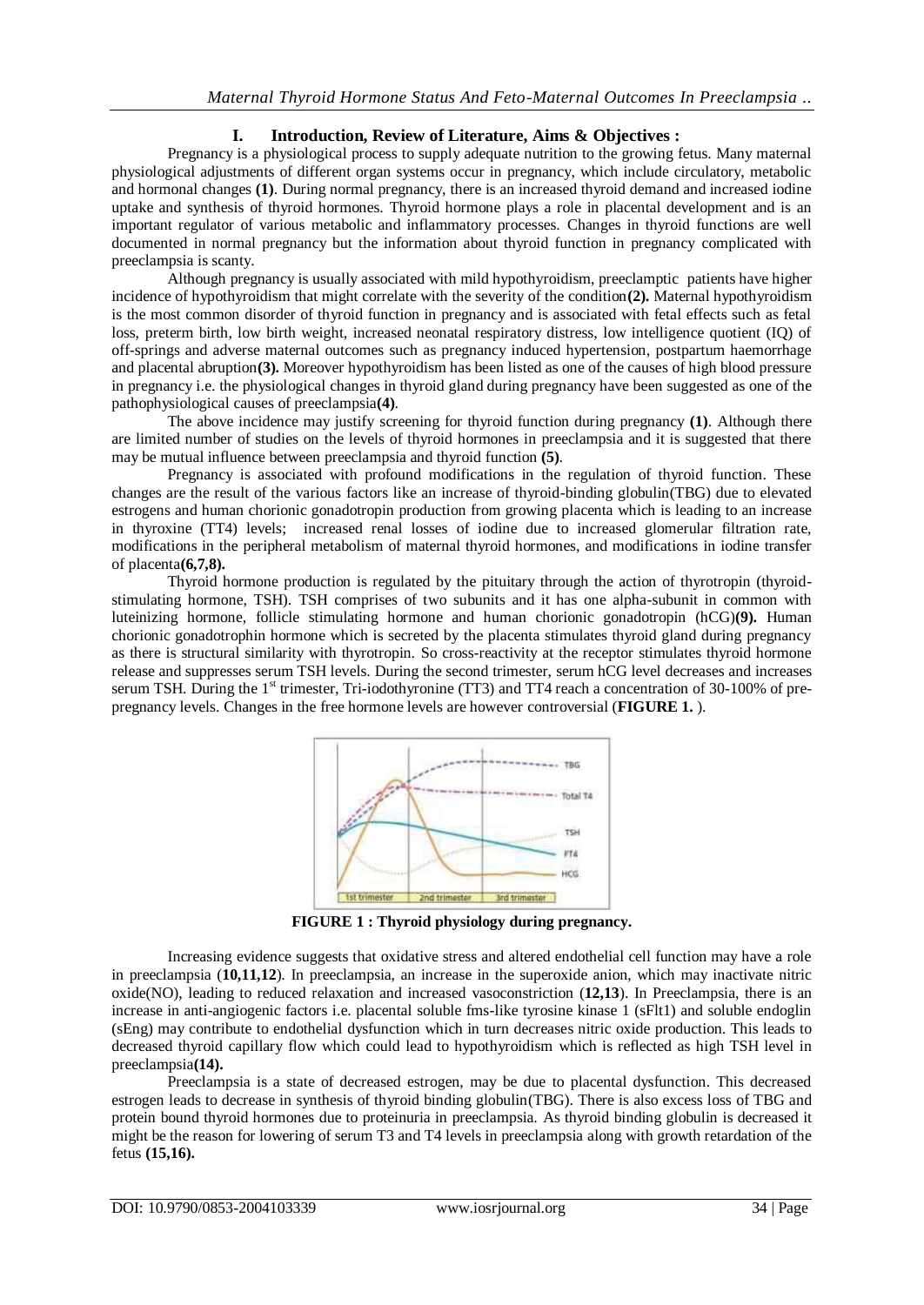## I. Introduction, Review of Literature, Aims & Objectives :

Pregnancy is a physiological process to supply adequate nutrition to the growing fetus. Many maternal physiological adjustments of different organ systems occur in pregnancy, which include circulatory, metabolic and hormonal changes **(1)**. During normal pregnancy, there is an increased thyroid demand and increased iodine uptake and synthesis of thyroid hormones. Thyroid hormone plays a role in placental development and is an important regulator of various metabolic and inflammatory processes. Changes in thyroid functions are well documented in normal pregnancy but the information about thyroid function in pregnancy complicated with preeclampsia is scanty.

Although pregnancy is usually associated with mild hypothyroidism, preeclamptic patients have higher incidence of hypothyroidism that might correlate with the severity of the condition**(2).** Maternal hypothyroidism is the most common disorder of thyroid function in pregnancy and is associated with fetal effects such as fetal loss, preterm birth, low birth weight, increased neonatal respiratory distress, low intelligence quotient (IQ) of off-springs and adverse maternal outcomes such as pregnancy induced hypertension, postpartum haemorrhage and placental abruption**(3).** Moreover hypothyroidism has been listed as one of the causes of high blood pressure in pregnancy i.e. the physiological changes in thyroid gland during pregnancy have been suggested as one of the pathophysiological causes of preeclampsia**(4)**.

The above incidence may justify screening for thyroid function during pregnancy **(1)**. Although there are limited number of studies on the levels of thyroid hormones in preeclampsia and it is suggested that there may be mutual influence between preeclampsia and thyroid function **(5)**.

Pregnancy is associated with profound modifications in the regulation of thyroid function. These changes are the result of the various factors like an increase of thyroid-binding globulin(TBG) due to elevated estrogens and human chorionic gonadotropin production from growing placenta which is leading to an increase in thyroxine (TT4) levels; increased renal losses of iodine due to increased glomerular filtration rate, modifications in the peripheral metabolism of maternal thyroid hormones, and modifications in iodine transfer of placenta**(6,7,8).**

Thyroid hormone production is regulated by the pituitary through the action of thyrotropin (thyroid-stimulating hormone, TSH). TSH comprises of two subunits and it has one alpha-subunit in common with luteinizing hormone, follicle stimulating hormone and human chorionic gonadotropin (hCG)**(9).** Human chorionic gonadotrophin hormone which is secreted by the placenta stimulates thyroid gland during pregnancy as there is structural similarity with thyrotropin. So cross-reactivity at the receptor stimulates thyroid hormone release and suppresses serum TSH levels. During the second trimester, serum hCG level decreases and increases serum TSH. During the 1st trimester, Tri-iodothyronine (TT3) and TT4 reach a concentration of 30-100% of pre-pregnancy levels. Changes in the free hormone levels are however controversial (**FIGURE 1.** ).

**FIGURE 1 : Thyroid physiology during pregnancy.**

Increasing evidence suggests that oxidative stress and altered endothelial cell function may have a role in preeclampsia (**10,11,12**). In preeclampsia, an increase in the superoxide anion, which may inactivate nitric oxide(NO), leading to reduced relaxation and increased vasoconstriction (**12,13**). In Preeclampsia, there is an increase in anti-angiogenic factors i.e. placental soluble fms-like tyrosine kinase 1 (sFlt1) and soluble endoglin (sEng) may contribute to endothelial dysfunction which in turn decreases nitric oxide production. This leads to decreased thyroid capillary flow which could lead to hypothyroidism which is reflected as high TSH level in preeclampsia**(14).**

Preeclampsia is a state of decreased estrogen, may be due to placental dysfunction. This decreased estrogen leads to decrease in synthesis of thyroid binding globulin(TBG). There is also excess loss of TBG and protein bound thyroid hormones due to proteinuria in preeclampsia. As thyroid binding globulin is decreased it might be the reason for lowering of serum T3 and T4 levels in preeclampsia along with growth retardation of the fetus **(15,16).**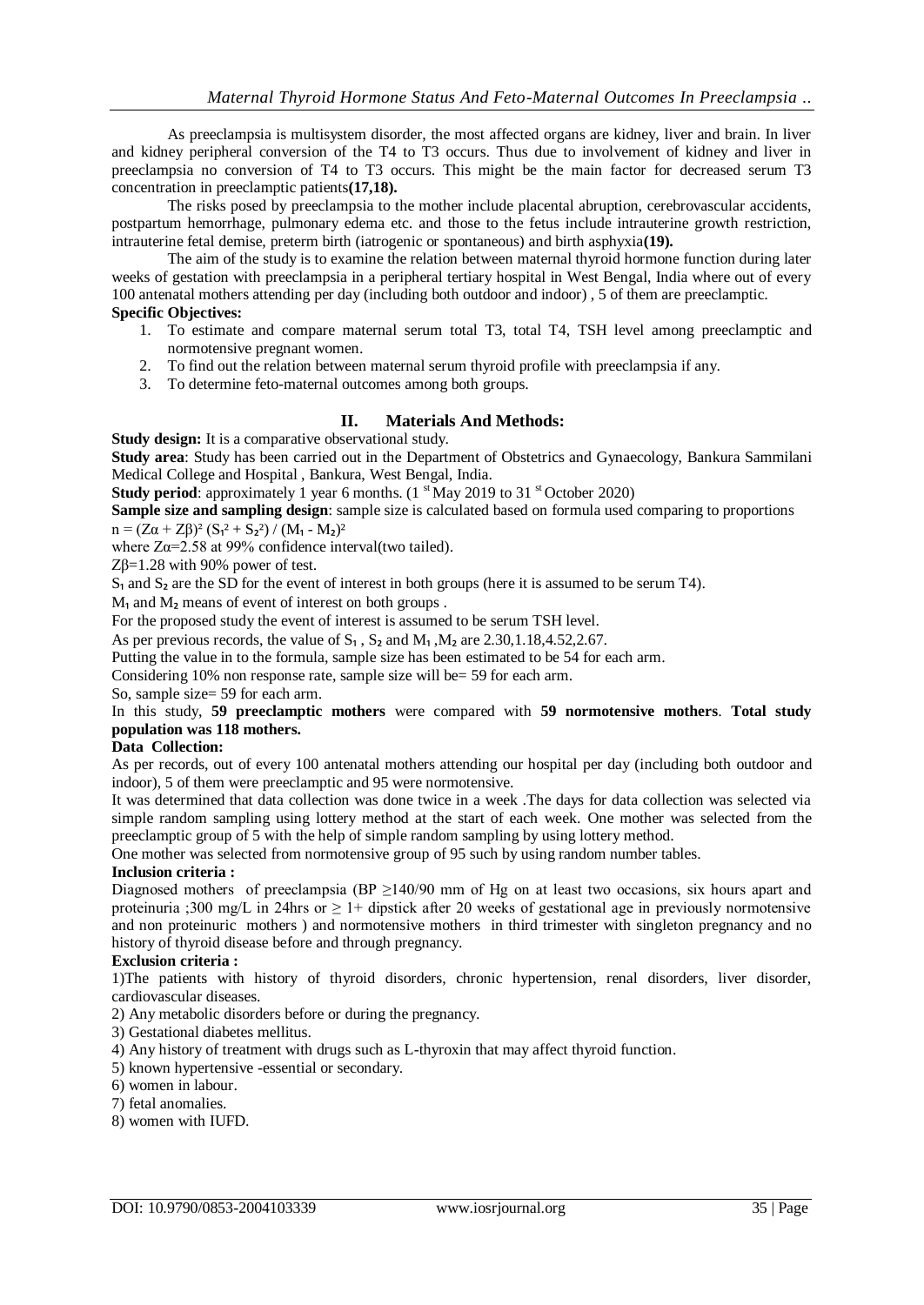As preeclampsia is multisystem disorder, the most affected organs are kidney, liver and brain. In liver and kidney peripheral conversion of the T4 to T3 occurs. Thus due to involvement of kidney and liver in preeclampsia no conversion of T4 to T3 occurs. This might be the main factor for decreased serum T3 concentration in preeclamptic patients**(17,18).**

The risks posed by preeclampsia to the mother include placental abruption, cerebrovascular accidents, postpartum hemorrhage, pulmonary edema etc. and those to the fetus include intrauterine growth restriction, intrauterine fetal demise, preterm birth (iatrogenic or spontaneous) and birth asphyxia**(19).**

The aim of the study is to examine the relation between maternal thyroid hormone function during later weeks of gestation with preeclampsia in a peripheral tertiary hospital in West Bengal, India where out of every 100 antenatal mothers attending per day (including both outdoor and indoor) , 5 of them are preeclamptic.

**Specific Objectives:**

1. To estimate and compare maternal serum total T3, total T4, TSH level among preeclamptic and normotensive pregnant women.
2. To find out the relation between maternal serum thyroid profile with preeclampsia if any.
3. To determine feto-maternal outcomes among both groups.

## II. Materials And Methods:

**Study design:** It is a comparative observational study.

**Study area**: Study has been carried out in the Department of Obstetrics and Gynaecology, Bankura Sammilani Medical College and Hospital , Bankura, West Bengal, India.

**Study period**: approximately 1 year 6 months. (1 st May 2019 to 31 st October 2020)

**Sample size and sampling design**: sample size is calculated based on formula used comparing to proportions

$n = (Z\alpha + Z\beta)^2 (S_1^2 + S_2^2) / (M_1 - M_2)^2$

where $Z\alpha$=2.58 at 99% confidence interval(two tailed).

$Z\beta$=1.28 with 90% power of test.

$S_1$ and $S_2$ are the SD for the event of interest in both groups (here it is assumed to be serum T4).

$M_1$ and $M_2$ means of event of interest on both groups .

For the proposed study the event of interest is assumed to be serum TSH level.

As per previous records, the value of $S_1$ , $S_2$ and $M_1$ ,$M_2$ are 2.30,1.18,4.52,2.67.

Putting the value in to the formula, sample size has been estimated to be 54 for each arm.

Considering 10% non response rate, sample size will be= 59 for each arm.

So, sample size= 59 for each arm.

In this study, **59 preeclamptic mothers** were compared with **59 normotensive mothers**. **Total study population was 118 mothers.**

**Data Collection:**

As per records, out of every 100 antenatal mothers attending our hospital per day (including both outdoor and indoor), 5 of them were preeclamptic and 95 were normotensive.

It was determined that data collection was done twice in a week .The days for data collection was selected via simple random sampling using lottery method at the start of each week. One mother was selected from the preeclamptic group of 5 with the help of simple random sampling by using lottery method.

One mother was selected from normotensive group of 95 such by using random number tables.

**Inclusion criteria :**

Diagnosed mothers of preeclampsia (BP ≥140/90 mm of Hg on at least two occasions, six hours apart and proteinuria ;300 mg/L in 24hrs or ≥ 1+ dipstick after 20 weeks of gestational age in previously normotensive and non proteinuric mothers ) and normotensive mothers in third trimester with singleton pregnancy and no history of thyroid disease before and through pregnancy.

**Exclusion criteria :**

1)The patients with history of thyroid disorders, chronic hypertension, renal disorders, liver disorder, cardiovascular diseases.

2) Any metabolic disorders before or during the pregnancy.

3) Gestational diabetes mellitus.

4) Any history of treatment with drugs such as L-thyroxin that may affect thyroid function.

5) known hypertensive -essential or secondary.

6) women in labour.

7) fetal anomalies.

8) women with IUFD.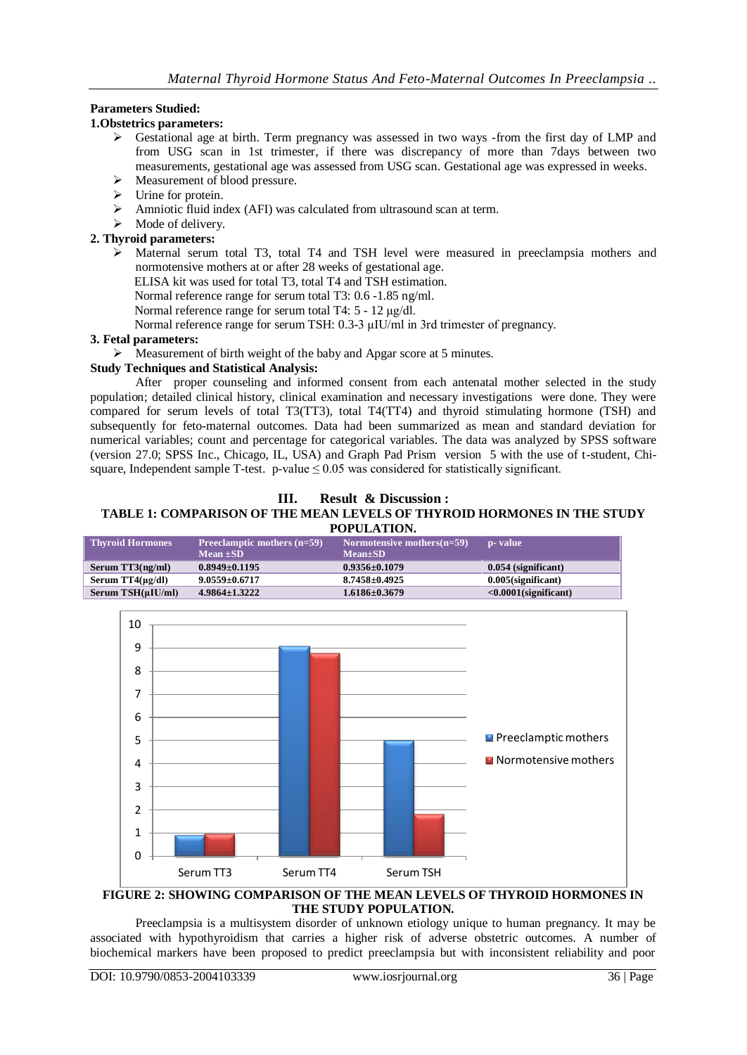**Parameters Studied:**

**1.Obstetrics parameters:**

- Gestational age at birth. Term pregnancy was assessed in two ways -from the first day of LMP and from USG scan in 1st trimester, if there was discrepancy of more than 7days between two measurements, gestational age was assessed from USG scan. Gestational age was expressed in weeks.
- Measurement of blood pressure.
- Urine for protein.
- Amniotic fluid index (AFI) was calculated from ultrasound scan at term.
- Mode of delivery.

**2. Thyroid parameters:**

- Maternal serum total T3, total T4 and TSH level were measured in preeclampsia mothers and normotensive mothers at or after 28 weeks of gestational age.
  ELISA kit was used for total T3, total T4 and TSH estimation.
  Normal reference range for serum total T3: 0.6 -1.85 ng/ml.
  Normal reference range for serum total T4: 5 - 12 µg/dl.
  Normal reference range for serum TSH: 0.3-3 µIU/ml in 3rd trimester of pregnancy.

**3. Fetal parameters:**

- Measurement of birth weight of the baby and Apgar score at 5 minutes.

**Study Techniques and Statistical Analysis:**

After proper counseling and informed consent from each antenatal mother selected in the study population; detailed clinical history, clinical examination and necessary investigations were done. They were compared for serum levels of total T3(TT3), total T4(TT4) and thyroid stimulating hormone (TSH) and subsequently for feto-maternal outcomes. Data had been summarized as mean and standard deviation for numerical variables; count and percentage for categorical variables. The data was analyzed by SPSS software (version 27.0; SPSS Inc., Chicago, IL, USA) and Graph Pad Prism version 5 with the use of t-student, Chi-square, Independent sample T-test. p-value $\leq 0.05$ was considered for statistically significant.

## III. Result & Discussion :

**TABLE 1: COMPARISON OF THE MEAN LEVELS OF THYROID HORMONES IN THE STUDY POPULATION.**

| Thyroid Hormones | Preeclamptic mothers (n=59) Mean ±SD | Normotensive mothers(n=59) Mean±SD | p- value |
|---|---|---|---|
| Serum TT3(ng/ml) | 0.8949±0.1195 | 0.9356±0.1079 | 0.054 (significant) |
| Serum TT4(µg/dl) | 9.0559±0.6717 | 8.7458±0.4925 | 0.005(significant) |
| Serum TSH(µIU/ml) | 4.9864±1.3222 | 1.6186±0.3679 | <0.0001(significant) |

**FIGURE 2: SHOWING COMPARISON OF THE MEAN LEVELS OF THYROID HORMONES IN THE STUDY POPULATION.**

Preeclampsia is a multisystem disorder of unknown etiology unique to human pregnancy. It may be associated with hypothyroidism that carries a higher risk of adverse obstetric outcomes. A number of biochemical markers have been proposed to predict preeclampsia but with inconsistent reliability and poor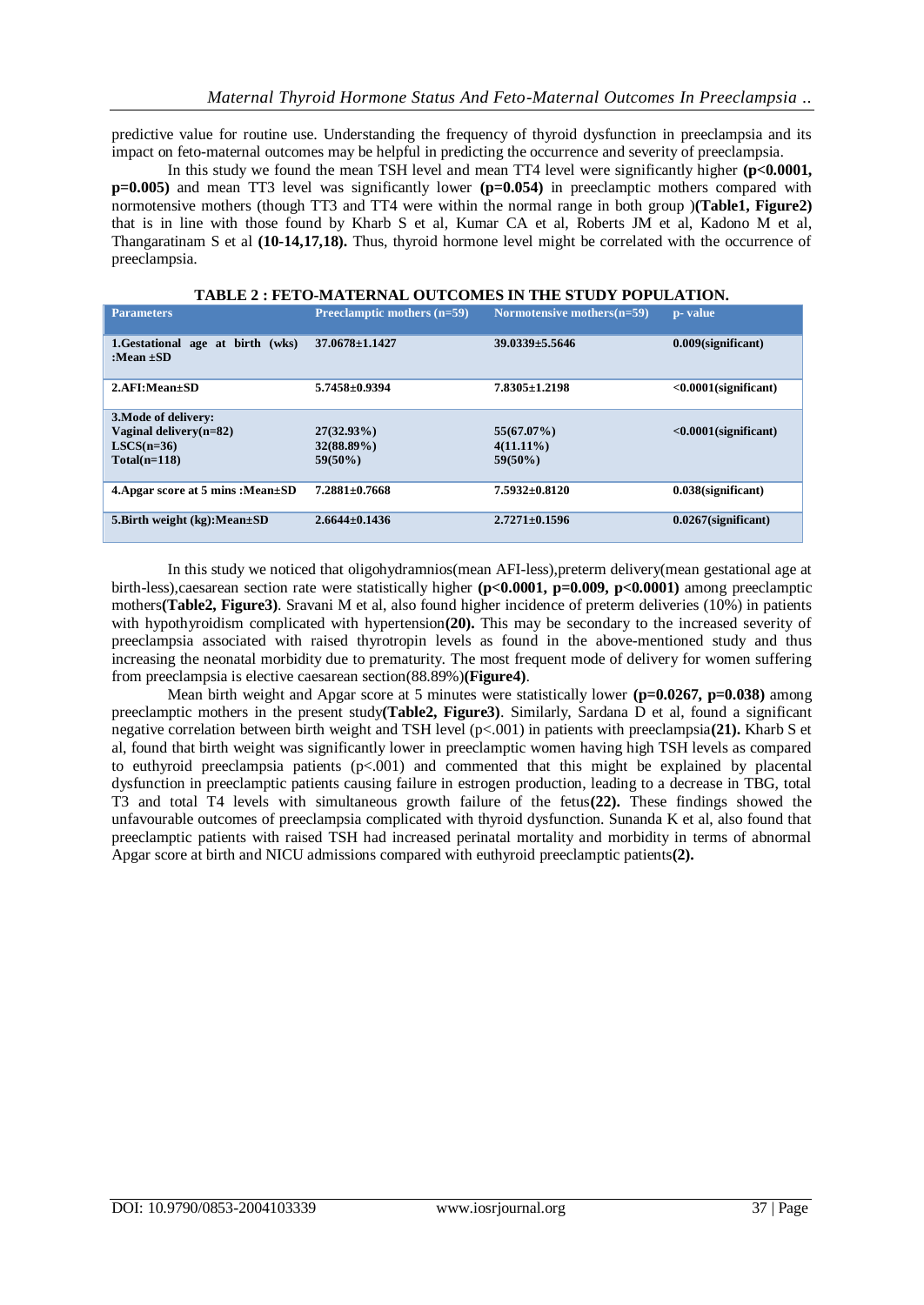predictive value for routine use. Understanding the frequency of thyroid dysfunction in preeclampsia and its impact on feto-maternal outcomes may be helpful in predicting the occurrence and severity of preeclampsia.

In this study we found the mean TSH level and mean TT4 level were significantly higher **(p<0.0001, p=0.005)** and mean TT3 level was significantly lower **(p=0.054)** in preeclamptic mothers compared with normotensive mothers (though TT3 and TT4 were within the normal range in both group )**(Table1, Figure2)** that is in line with those found by Kharb S et al, Kumar CA et al, Roberts JM et al, Kadono M et al, Thangaratinam S et al **(10-14,17,18).** Thus, thyroid hormone level might be correlated with the occurrence of preeclampsia.

**TABLE 2 : FETO-MATERNAL OUTCOMES IN THE STUDY POPULATION.**

| Parameters | Preeclamptic mothers (n=59) | Normotensive mothers(n=59) | p- value |
|---|---|---|---|
| **1.Gestational age at birth (wks) :Mean ±SD** | **37.0678±1.1427** | **39.0339±5.5646** | **0.009(significant)** |
| **2.AFI:Mean±SD** | **5.7458±0.9394** | **7.8305±1.2198** | **<0.0001(significant)** |
| **3.Mode of delivery:**<br>**Vaginal delivery(n=82)**<br>**LSCS(n=36)**<br>**Total(n=118)** | <br>**27(32.93%)**<br>**32(88.89%)**<br>**59(50%)** | <br>**55(67.07%)**<br>**4(11.11%)**<br>**59(50%)** | **<0.0001(significant)** |
| **4.Apgar score at 5 mins :Mean±SD** | **7.2881±0.7668** | **7.5932±0.8120** | **0.038(significant)** |
| **5.Birth weight (kg):Mean±SD** | **2.6644±0.1436** | **2.7271±0.1596** | **0.0267(significant)** |

In this study we noticed that oligohydramnios(mean AFI-less),preterm delivery(mean gestational age at birth-less),caesarean section rate were statistically higher **(p<0.0001, p=0.009, p<0.0001)** among preeclamptic mothers**(Table2, Figure3)**. Sravani M et al, also found higher incidence of preterm deliveries (10%) in patients with hypothyroidism complicated with hypertension**(20).** This may be secondary to the increased severity of preeclampsia associated with raised thyrotropin levels as found in the above-mentioned study and thus increasing the neonatal morbidity due to prematurity. The most frequent mode of delivery for women suffering from preeclampsia is elective caesarean section(88.89%)**(Figure4)**.

Mean birth weight and Apgar score at 5 minutes were statistically lower **(p=0.0267, p=0.038)** among preeclamptic mothers in the present study**(Table2, Figure3)**. Similarly, Sardana D et al, found a significant negative correlation between birth weight and TSH level (p<.001) in patients with preeclampsia**(21).** Kharb S et al, found that birth weight was significantly lower in preeclamptic women having high TSH levels as compared to euthyroid preeclampsia patients (p<.001) and commented that this might be explained by placental dysfunction in preeclamptic patients causing failure in estrogen production, leading to a decrease in TBG, total T3 and total T4 levels with simultaneous growth failure of the fetus**(22).** These findings showed the unfavourable outcomes of preeclampsia complicated with thyroid dysfunction. Sunanda K et al, also found that preeclamptic patients with raised TSH had increased perinatal mortality and morbidity in terms of abnormal Apgar score at birth and NICU admissions compared with euthyroid preeclamptic patients**(2).**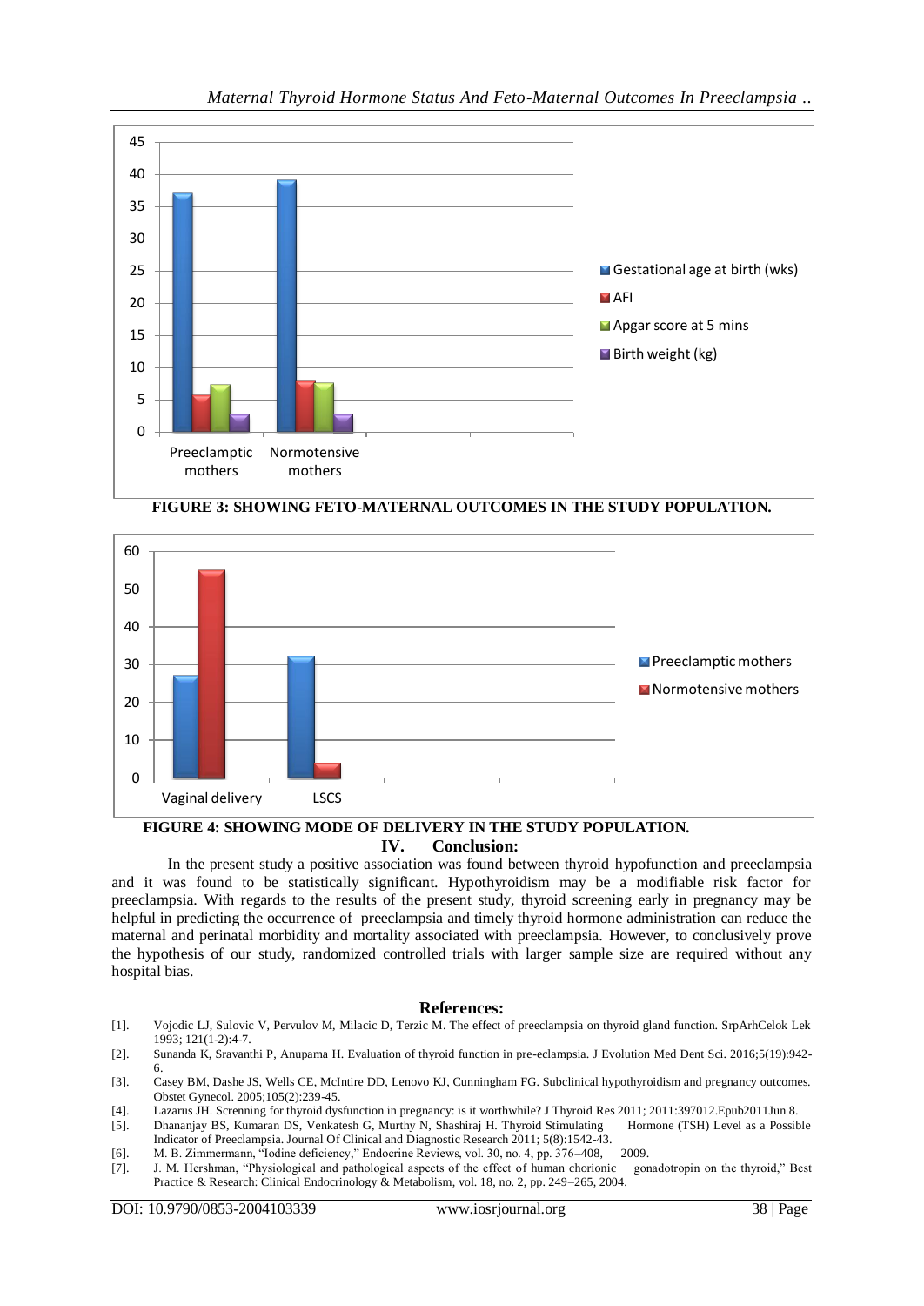FIGURE 3: SHOWING FETO-MATERNAL OUTCOMES IN THE STUDY POPULATION.

FIGURE 4: SHOWING MODE OF DELIVERY IN THE STUDY POPULATION.

## IV. Conclusion:

In the present study a positive association was found between thyroid hypofunction and preeclampsia and it was found to be statistically significant. Hypothyroidism may be a modifiable risk factor for preeclampsia. With regards to the results of the present study, thyroid screening early in pregnancy may be helpful in predicting the occurrence of preeclampsia and timely thyroid hormone administration can reduce the maternal and perinatal morbidity and mortality associated with preeclampsia. However, to conclusively prove the hypothesis of our study, randomized controlled trials with larger sample size are required without any hospital bias.

## References:

[1]. Vojodic LJ, Sulovic V, Pervulov M, Milacic D, Terzic M. The effect of preeclampsia on thyroid gland function. SrpArhCelok Lek 1993; 121(1-2):4-7.

[2]. Sunanda K, Sravanthi P, Anupama H. Evaluation of thyroid function in pre-eclampsia. J Evolution Med Dent Sci. 2016;5(19):942-6.

[3]. Casey BM, Dashe JS, Wells CE, McIntire DD, Lenovo KJ, Cunningham FG. Subclinical hypothyroidism and pregnancy outcomes. Obstet Gynecol. 2005;105(2):239-45.

[4]. Lazarus JH. Screening for thyroid dysfunction in pregnancy: is it worthwhile? J Thyroid Res 2011; 2011:397012.Epub2011Jun 8.

[5]. Dhananjay BS, Kumaran DS, Venkatesh G, Murthy N, Shashiraj H. Thyroid Stimulating Hormone (TSH) Level as a Possible Indicator of Preeclampsia. Journal Of Clinical and Diagnostic Research 2011; 5(8):1542-43.

[6]. M. B. Zimmermann, "Iodine deficiency," Endocrine Reviews, vol. 30, no. 4, pp. 376–408, 2009.

[7]. J. M. Hershman, "Physiological and pathological aspects of the effect of human chorionic gonadotropin on the thyroid," Best Practice & Research: Clinical Endocrinology & Metabolism, vol. 18, no. 2, pp. 249–265, 2004.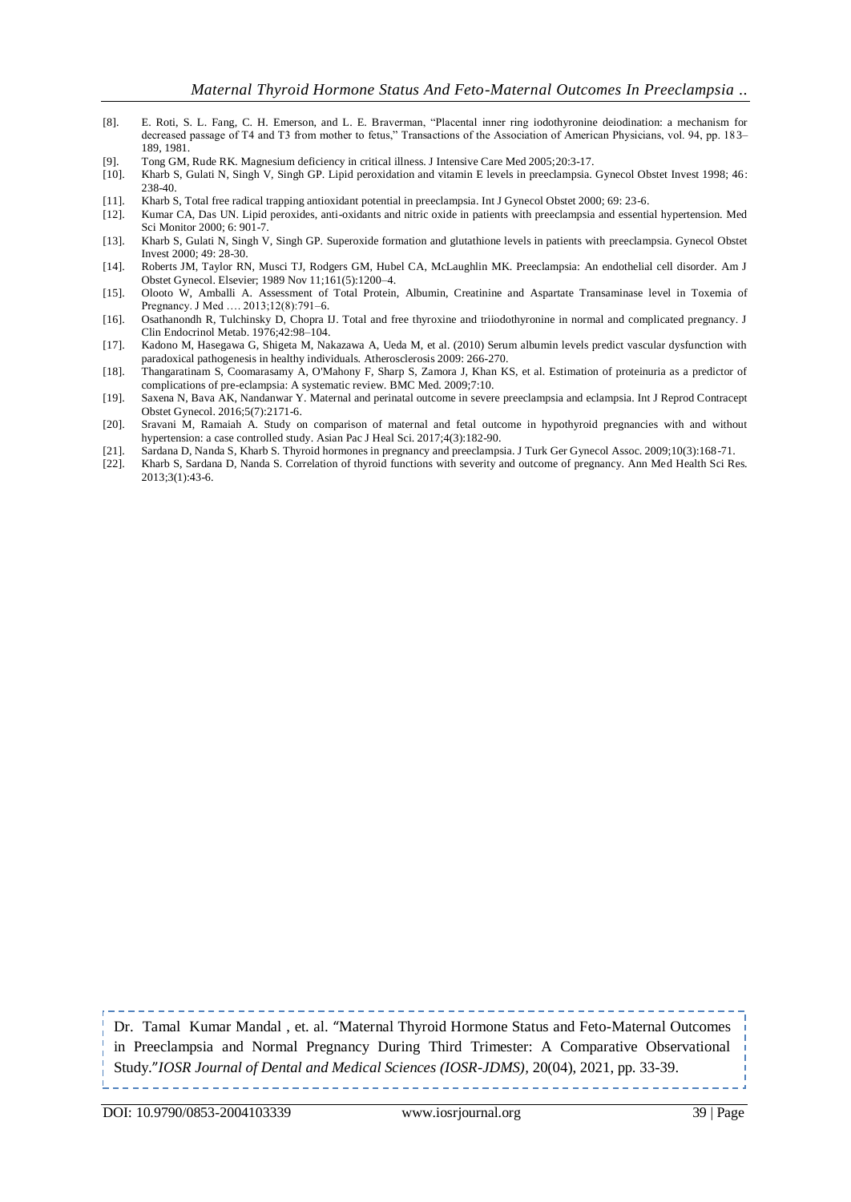[8]. E. Roti, S. L. Fang, C. H. Emerson, and L. E. Braverman, "Placental inner ring iodothyronine deiodination: a mechanism for decreased passage of T4 and T3 from mother to fetus," Transactions of the Association of American Physicians, vol. 94, pp. 183–189, 1981.

[9]. Tong GM, Rude RK. Magnesium deficiency in critical illness. J Intensive Care Med 2005;20:3-17.

[10]. Kharb S, Gulati N, Singh V, Singh GP. Lipid peroxidation and vitamin E levels in preeclampsia. Gynecol Obstet Invest 1998; 46: 238-40.

[11]. Kharb S, Total free radical trapping antioxidant potential in preeclampsia. Int J Gynecol Obstet 2000; 69: 23-6.

[12]. Kumar CA, Das UN. Lipid peroxides, anti-oxidants and nitric oxide in patients with preeclampsia and essential hypertension. Med Sci Monitor 2000; 6: 901-7.

[13]. Kharb S, Gulati N, Singh V, Singh GP. Superoxide formation and glutathione levels in patients with preeclampsia. Gynecol Obstet Invest 2000; 49: 28-30.

[14]. Roberts JM, Taylor RN, Musci TJ, Rodgers GM, Hubel CA, McLaughlin MK. Preeclampsia: An endothelial cell disorder. Am J Obstet Gynecol. Elsevier; 1989 Nov 11;161(5):1200–4.

[15]. Olooto W, Amballi A. Assessment of Total Protein, Albumin, Creatinine and Aspartate Transaminase level in Toxemia of Pregnancy. J Med …. 2013;12(8):791–6.

[16]. Osathanondh R, Tulchinsky D, Chopra IJ. Total and free thyroxine and triiodothyronine in normal and complicated pregnancy. J Clin Endocrinol Metab. 1976;42:98–104.

[17]. Kadono M, Hasegawa G, Shigeta M, Nakazawa A, Ueda M, et al. (2010) Serum albumin levels predict vascular dysfunction with paradoxical pathogenesis in healthy individuals. Atherosclerosis 2009: 266-270.

[18]. Thangaratinam S, Coomarasamy A, O'Mahony F, Sharp S, Zamora J, Khan KS, et al. Estimation of proteinuria as a predictor of complications of pre-eclampsia: A systematic review. BMC Med. 2009;7:10.

[19]. Saxena N, Bava AK, Nandanwar Y. Maternal and perinatal outcome in severe preeclampsia and eclampsia. Int J Reprod Contracept Obstet Gynecol. 2016;5(7):2171-6.

[20]. Sravani M, Ramaiah A. Study on comparison of maternal and fetal outcome in hypothyroid pregnancies with and without hypertension: a case controlled study. Asian Pac J Heal Sci. 2017;4(3):182-90.

[21]. Sardana D, Nanda S, Kharb S. Thyroid hormones in pregnancy and preeclampsia. J Turk Ger Gynecol Assoc. 2009;10(3):168-71.

[22]. Kharb S, Sardana D, Nanda S. Correlation of thyroid functions with severity and outcome of pregnancy. Ann Med Health Sci Res. 2013;3(1):43-6.

Dr. Tamal Kumar Mandal , et. al. "Maternal Thyroid Hormone Status and Feto-Maternal Outcomes in Preeclampsia and Normal Pregnancy During Third Trimester: A Comparative Observational Study."*IOSR Journal of Dental and Medical Sciences (IOSR-JDMS)*, 20(04), 2021, pp. 33-39.